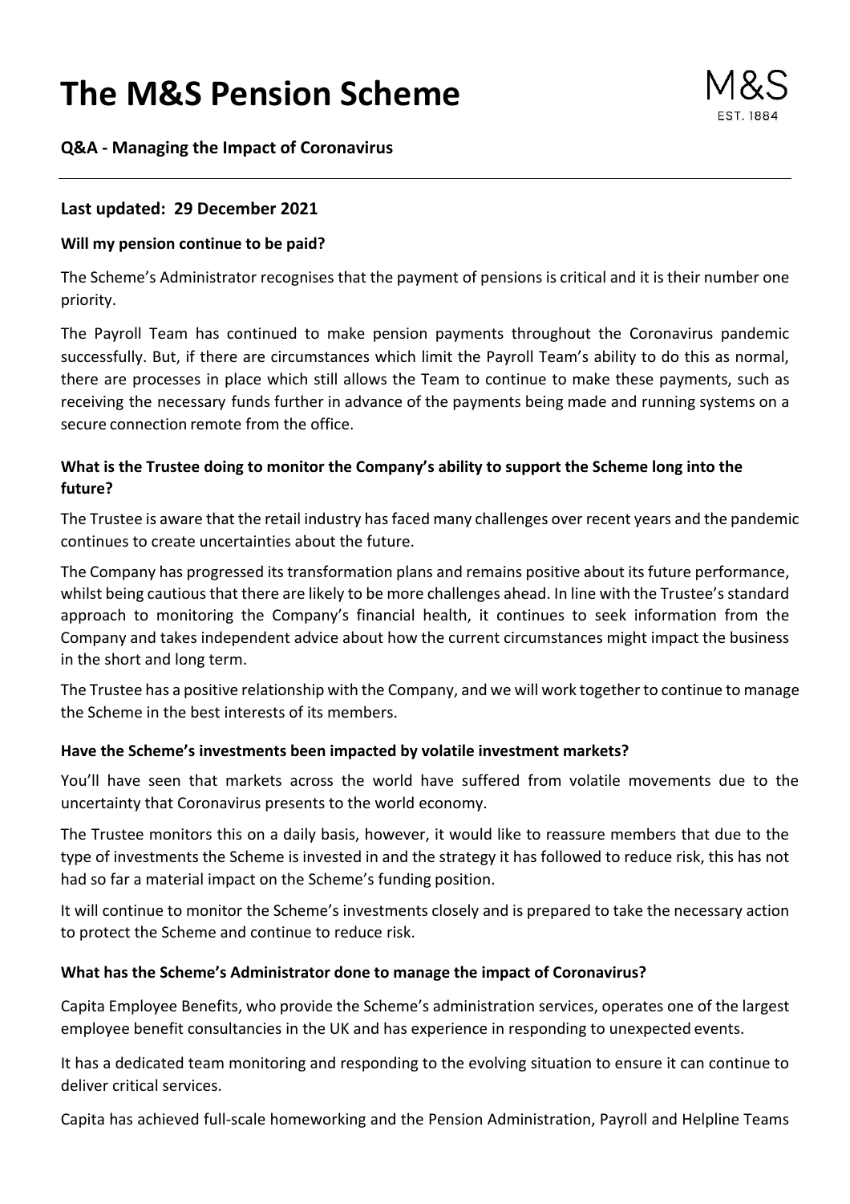# The M&S Pension Scheme

M&S
EST. 1884

## Q&A - Managing the Impact of Coronavirus

### Last updated: 29 December 2021

**Will my pension continue to be paid?**

The Scheme's Administrator recognises that the payment of pensions is critical and it is their number one priority.

The Payroll Team has continued to make pension payments throughout the Coronavirus pandemic successfully. But, if there are circumstances which limit the Payroll Team's ability to do this as normal, there are processes in place which still allows the Team to continue to make these payments, such as receiving the necessary funds further in advance of the payments being made and running systems on a secure connection remote from the office.

**What is the Trustee doing to monitor the Company's ability to support the Scheme long into the future?**

The Trustee is aware that the retail industry has faced many challenges over recent years and the pandemic continues to create uncertainties about the future.

The Company has progressed its transformation plans and remains positive about its future performance, whilst being cautious that there are likely to be more challenges ahead. In line with the Trustee's standard approach to monitoring the Company's financial health, it continues to seek information from the Company and takes independent advice about how the current circumstances might impact the business in the short and long term.

The Trustee has a positive relationship with the Company, and we will work together to continue to manage the Scheme in the best interests of its members.

**Have the Scheme's investments been impacted by volatile investment markets?**

You'll have seen that markets across the world have suffered from volatile movements due to the uncertainty that Coronavirus presents to the world economy.

The Trustee monitors this on a daily basis, however, it would like to reassure members that due to the type of investments the Scheme is invested in and the strategy it has followed to reduce risk, this has not had so far a material impact on the Scheme's funding position.

It will continue to monitor the Scheme's investments closely and is prepared to take the necessary action to protect the Scheme and continue to reduce risk.

**What has the Scheme's Administrator done to manage the impact of Coronavirus?**

Capita Employee Benefits, who provide the Scheme's administration services, operates one of the largest employee benefit consultancies in the UK and has experience in responding to unexpected events.

It has a dedicated team monitoring and responding to the evolving situation to ensure it can continue to deliver critical services.

Capita has achieved full-scale homeworking and the Pension Administration, Payroll and Helpline Teams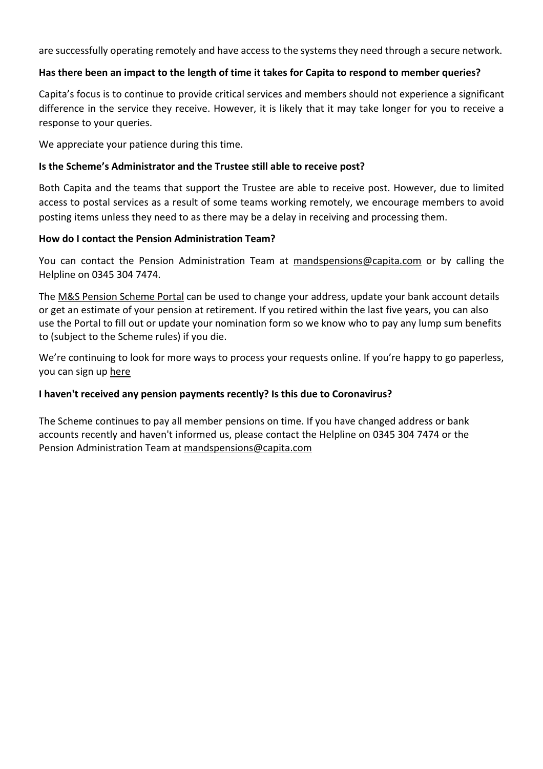are successfully operating remotely and have access to the systems they need through a secure network.

**Has there been an impact to the length of time it takes for Capita to respond to member queries?**

Capita's focus is to continue to provide critical services and members should not experience a significant difference in the service they receive. However, it is likely that it may take longer for you to receive a response to your queries.

We appreciate your patience during this time.

**Is the Scheme's Administrator and the Trustee still able to receive post?**

Both Capita and the teams that support the Trustee are able to receive post. However, due to limited access to postal services as a result of some teams working remotely, we encourage members to avoid posting items unless they need to as there may be a delay in receiving and processing them.

**How do I contact the Pension Administration Team?**

You can contact the Pension Administration Team at mandspensions@capita.com or by calling the Helpline on 0345 304 7474.

The M&S Pension Scheme Portal can be used to change your address, update your bank account details or get an estimate of your pension at retirement. If you retired within the last five years, you can also use the Portal to fill out or update your nomination form so we know who to pay any lump sum benefits to (subject to the Scheme rules) if you die.

We're continuing to look for more ways to process your requests online. If you're happy to go paperless, you can sign up here

**I haven't received any pension payments recently? Is this due to Coronavirus?**

The Scheme continues to pay all member pensions on time. If you have changed address or bank accounts recently and haven't informed us, please contact the Helpline on 0345 304 7474 or the Pension Administration Team at mandspensions@capita.com